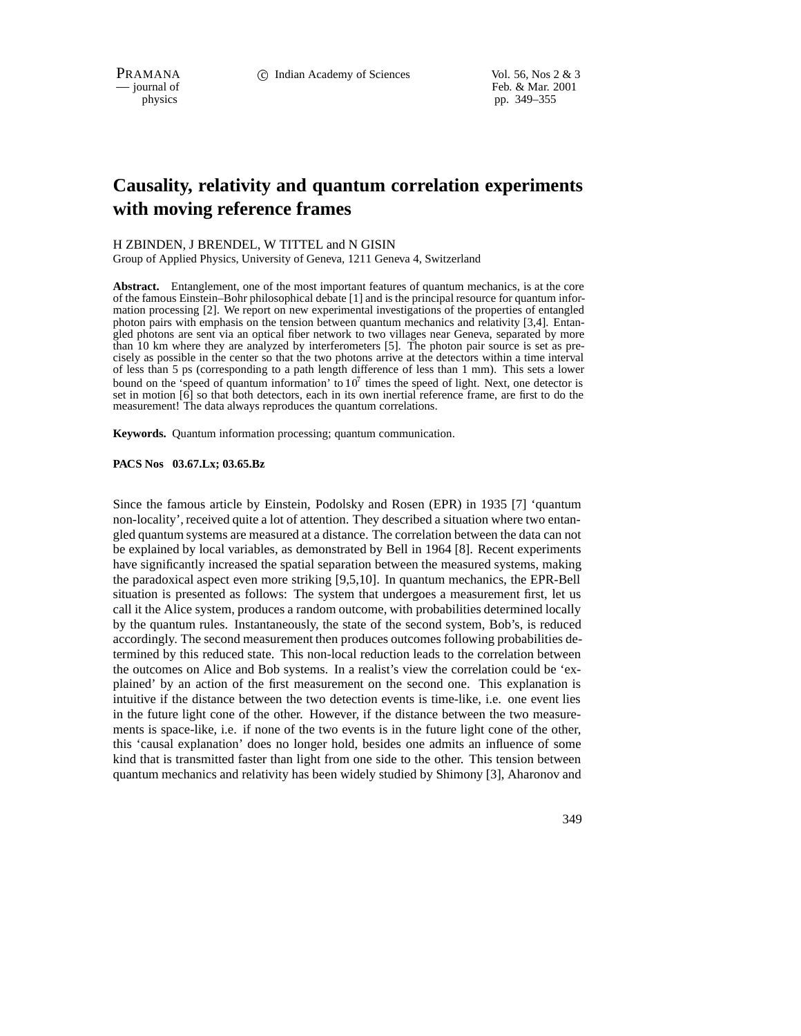# Causality, relativity and quantum correlation experiments with moving reference frames

H ZBINDEN, J BRENDEL, W TITTEL and N GISIN

Group of Applied Physics, University of Geneva, 1211 Geneva 4, Switzerland

**Abstract.** Entanglement, one of the most important features of quantum mechanics, is at the core of the famous Einstein–Bohr philosophical debate [1] and is the principal resource for quantum information processing [2]. We report on new experimental investigations of the properties of entangled photon pairs with emphasis on the tension between quantum mechanics and relativity [3,4]. Entangled photons are sent via an optical fiber network to two villages near Geneva, separated by more than 10 km where they are analyzed by interferometers [5]. The photon pair source is set as precisely as possible in the center so that the two photons arrive at the detectors within a time interval of less than 5 ps (corresponding to a path length difference of less than 1 mm). This sets a lower bound on the 'speed of quantum information' to $10^7$ times the speed of light. Next, one detector is set in motion [6] so that both detectors, each in its own inertial reference frame, are first to do the measurement! The data always reproduces the quantum correlations.

**Keywords.** Quantum information processing; quantum communication.

**PACS Nos 03.67.Lx; 03.65.Bz**

Since the famous article by Einstein, Podolsky and Rosen (EPR) in 1935 [7] 'quantum non-locality', received quite a lot of attention. They described a situation where two entangled quantum systems are measured at a distance. The correlation between the data can not be explained by local variables, as demonstrated by Bell in 1964 [8]. Recent experiments have significantly increased the spatial separation between the measured systems, making the paradoxical aspect even more striking [9,5,10]. In quantum mechanics, the EPR-Bell situation is presented as follows: The system that undergoes a measurement first, let us call it the Alice system, produces a random outcome, with probabilities determined locally by the quantum rules. Instantaneously, the state of the second system, Bob's, is reduced accordingly. The second measurement then produces outcomes following probabilities determined by this reduced state. This non-local reduction leads to the correlation between the outcomes on Alice and Bob systems. In a realist's view the correlation could be 'explained' by an action of the first measurement on the second one. This explanation is intuitive if the distance between the two detection events is time-like, i.e. one event lies in the future light cone of the other. However, if the distance between the two measurements is space-like, i.e. if none of the two events is in the future light cone of the other, this 'causal explanation' does no longer hold, besides one admits an influence of some kind that is transmitted faster than light from one side to the other. This tension between quantum mechanics and relativity has been widely studied by Shimony [3], Aharonov and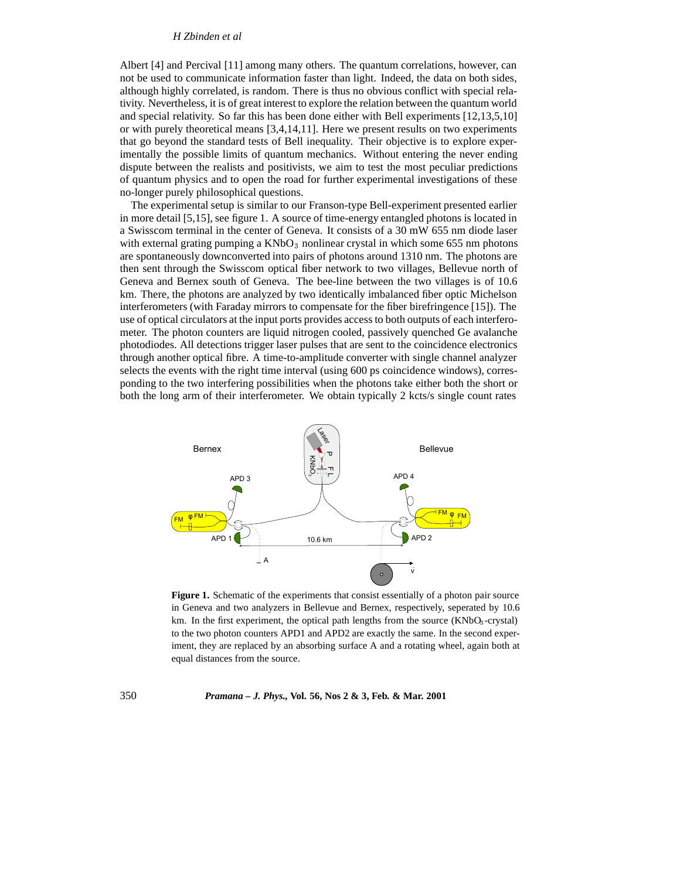Albert [4] and Percival [11] among many others. The quantum correlations, however, can not be used to communicate information faster than light. Indeed, the data on both sides, although highly correlated, is random. There is thus no obvious conflict with special relativity. Nevertheless, it is of great interest to explore the relation between the quantum world and special relativity. So far this has been done either with Bell experiments [12,13,5,10] or with purely theoretical means [3,4,14,11]. Here we present results on two experiments that go beyond the standard tests of Bell inequality. Their objective is to explore experimentally the possible limits of quantum mechanics. Without entering the never ending dispute between the realists and positivists, we aim to test the most peculiar predictions of quantum physics and to open the road for further experimental investigations of these no-longer purely philosophical questions.

The experimental setup is similar to our Franson-type Bell-experiment presented earlier in more detail [5,15], see figure 1. A source of time-energy entangled photons is located in a Swisscom terminal in the center of Geneva. It consists of a 30 mW 655 nm diode laser with external grating pumping a $KNbO_3$ nonlinear crystal in which some 655 nm photons are spontaneously downconverted into pairs of photons around 1310 nm. The photons are then sent through the Swisscom optical fiber network to two villages, Bellevue north of Geneva and Bernex south of Geneva. The bee-line between the two villages is of 10.6 km. There, the photons are analyzed by two identically imbalanced fiber optic Michelson interferometers (with Faraday mirrors to compensate for the fiber birefringence [15]). The use of optical circulators at the input ports provides access to both outputs of each interferometer. The photon counters are liquid nitrogen cooled, passively quenched Ge avalanche photodiodes. All detections trigger laser pulses that are sent to the coincidence electronics through another optical fibre. A time-to-amplitude converter with single channel analyzer selects the events with the right time interval (using 600 ps coincidence windows), corresponding to the two interfering possibilities when the photons take either both the short or both the long arm of their interferometer. We obtain typically 2 kcts/s single count rates

**Figure 1.** Schematic of the experiments that consist essentially of a photon pair source in Geneva and two analyzers in Bellevue and Bernex, respectively, seperated by 10.6 km. In the first experiment, the optical path lengths from the source ($KNbO_3$-crystal) to the two photon counters APD1 and APD2 are exactly the same. In the second experiment, they are replaced by an absorbing surface A and a rotating wheel, again both at equal distances from the source.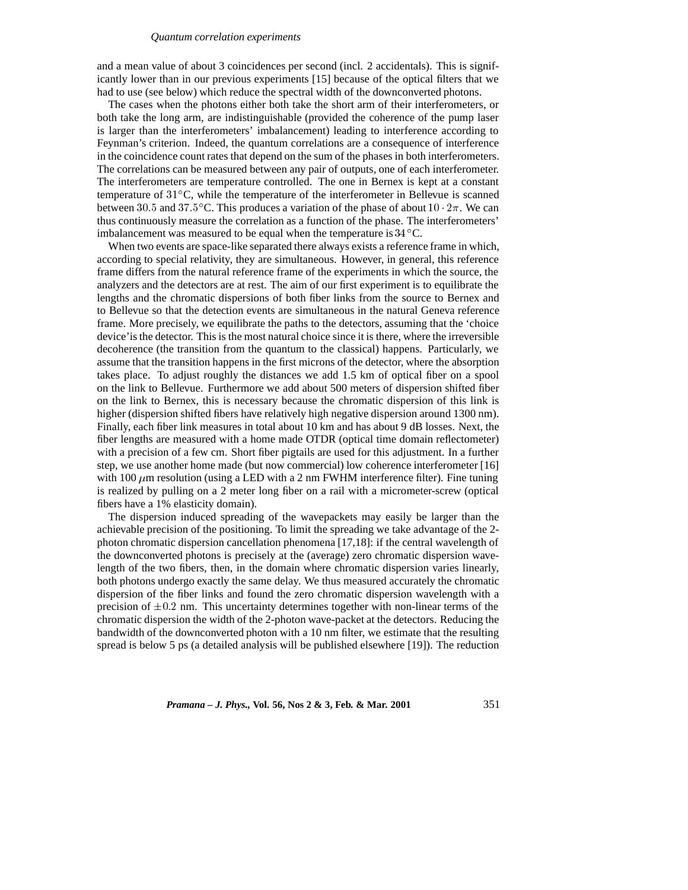and a mean value of about 3 coincidences per second (incl. 2 accidentals). This is significantly lower than in our previous experiments [15] because of the optical filters that we had to use (see below) which reduce the spectral width of the downconverted photons.

The cases when the photons either both take the short arm of their interferometers, or both take the long arm, are indistinguishable (provided the coherence of the pump laser is larger than the interferometers' imbalancement) leading to interference according to Feynman's criterion. Indeed, the quantum correlations are a consequence of interference in the coincidence count rates that depend on the sum of the phases in both interferometers. The correlations can be measured between any pair of outputs, one of each interferometer. The interferometers are temperature controlled. The one in Bernex is kept at a constant temperature of $31^{\circ}$C, while the temperature of the interferometer in Bellevue is scanned between $30.5$ and $37.5^{\circ}$C. This produces a variation of the phase of about $10 \cdot 2\pi$. We can thus continuously measure the correlation as a function of the phase. The interferometers' imbalancement was measured to be equal when the temperature is $34^{\circ}$C.

When two events are space-like separated there always exists a reference frame in which, according to special relativity, they are simultaneous. However, in general, this reference frame differs from the natural reference frame of the experiments in which the source, the analyzers and the detectors are at rest. The aim of our first experiment is to equilibrate the lengths and the chromatic dispersions of both fiber links from the source to Bernex and to Bellevue so that the detection events are simultaneous in the natural Geneva reference frame. More precisely, we equilibrate the paths to the detectors, assuming that the 'choice device' is the detector. This is the most natural choice since it is there, where the irreversible decoherence (the transition from the quantum to the classical) happens. Particularly, we assume that the transition happens in the first microns of the detector, where the absorption takes place. To adjust roughly the distances we add 1.5 km of optical fiber on a spool on the link to Bellevue. Furthermore we add about 500 meters of dispersion shifted fiber on the link to Bernex, this is necessary because the chromatic dispersion of this link is higher (dispersion shifted fibers have relatively high negative dispersion around 1300 nm). Finally, each fiber link measures in total about 10 km and has about 9 dB losses. Next, the fiber lengths are measured with a home made OTDR (optical time domain reflectometer) with a precision of a few cm. Short fiber pigtails are used for this adjustment. In a further step, we use another home made (but now commercial) low coherence interferometer [16] with 100 $\mu$m resolution (using a LED with a 2 nm FWHM interference filter). Fine tuning is realized by pulling on a 2 meter long fiber on a rail with a micrometer-screw (optical fibers have a 1% elasticity domain).

The dispersion induced spreading of the wavepackets may easily be larger than the achievable precision of the positioning. To limit the spreading we take advantage of the 2-photon chromatic dispersion cancellation phenomena [17,18]: if the central wavelength of the downconverted photons is precisely at the (average) zero chromatic dispersion wavelength of the two fibers, then, in the domain where chromatic dispersion varies linearly, both photons undergo exactly the same delay. We thus measured accurately the chromatic dispersion of the fiber links and found the zero chromatic dispersion wavelength with a precision of $\pm 0.2$ nm. This uncertainty determines together with non-linear terms of the chromatic dispersion the width of the 2-photon wave-packet at the detectors. Reducing the bandwidth of the downconverted photon with a 10 nm filter, we estimate that the resulting spread is below 5 ps (a detailed analysis will be published elsewhere [19]). The reduction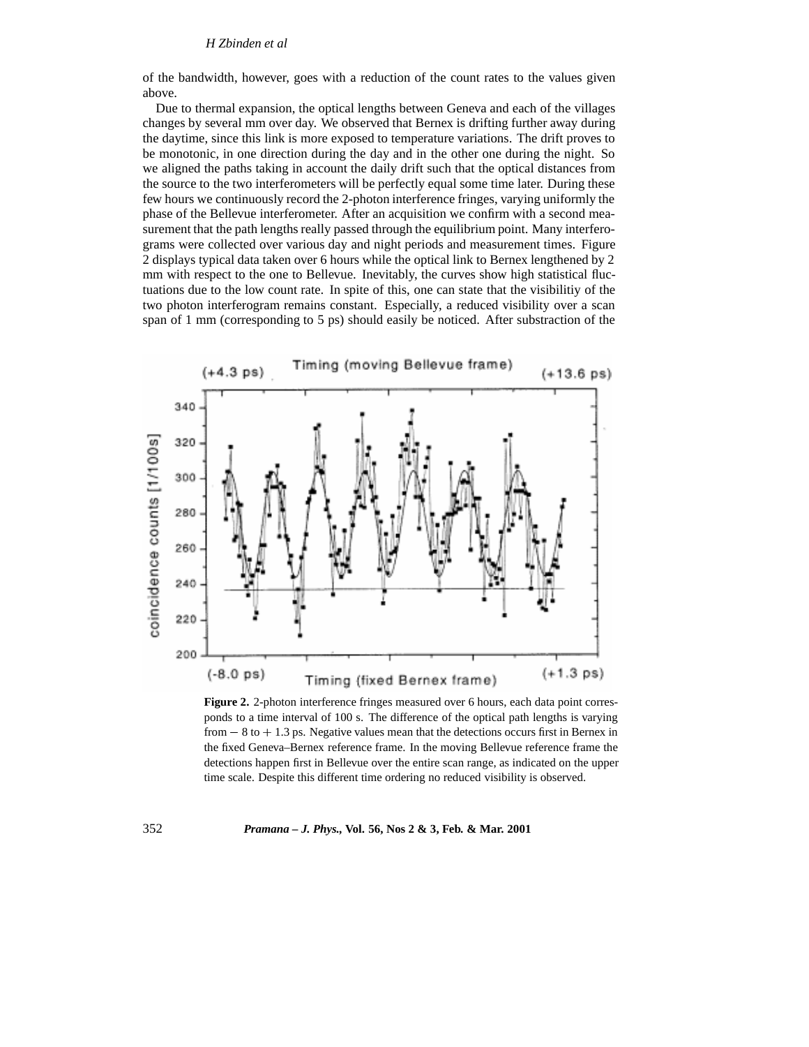of the bandwidth, however, goes with a reduction of the count rates to the values given above.

Due to thermal expansion, the optical lengths between Geneva and each of the villages changes by several mm over day. We observed that Bernex is drifting further away during the daytime, since this link is more exposed to temperature variations. The drift proves to be monotonic, in one direction during the day and in the other one during the night. So we aligned the paths taking in account the daily drift such that the optical distances from the source to the two interferometers will be perfectly equal some time later. During these few hours we continuously record the 2-photon interference fringes, varying uniformly the phase of the Bellevue interferometer. After an acquisition we confirm with a second measurement that the path lengths really passed through the equilibrium point. Many interferograms were collected over various day and night periods and measurement times. Figure 2 displays typical data taken over 6 hours while the optical link to Bernex lengthened by 2 mm with respect to the one to Bellevue. Inevitably, the curves show high statistical fluctuations due to the low count rate. In spite of this, one can state that the visibilitiy of the two photon interferogram remains constant. Especially, a reduced visibility over a scan span of 1 mm (corresponding to 5 ps) should easily be noticed. After substraction of the

**Figure 2.** 2-photon interference fringes measured over 6 hours, each data point corresponds to a time interval of 100 s. The difference of the optical path lengths is varying from $-8$ to $+1.3$ ps. Negative values mean that the detections occurs first in Bernex in the fixed Geneva–Bernex reference frame. In the moving Bellevue reference frame the detections happen first in Bellevue over the entire scan range, as indicated on the upper time scale. Despite this different time ordering no reduced visibility is observed.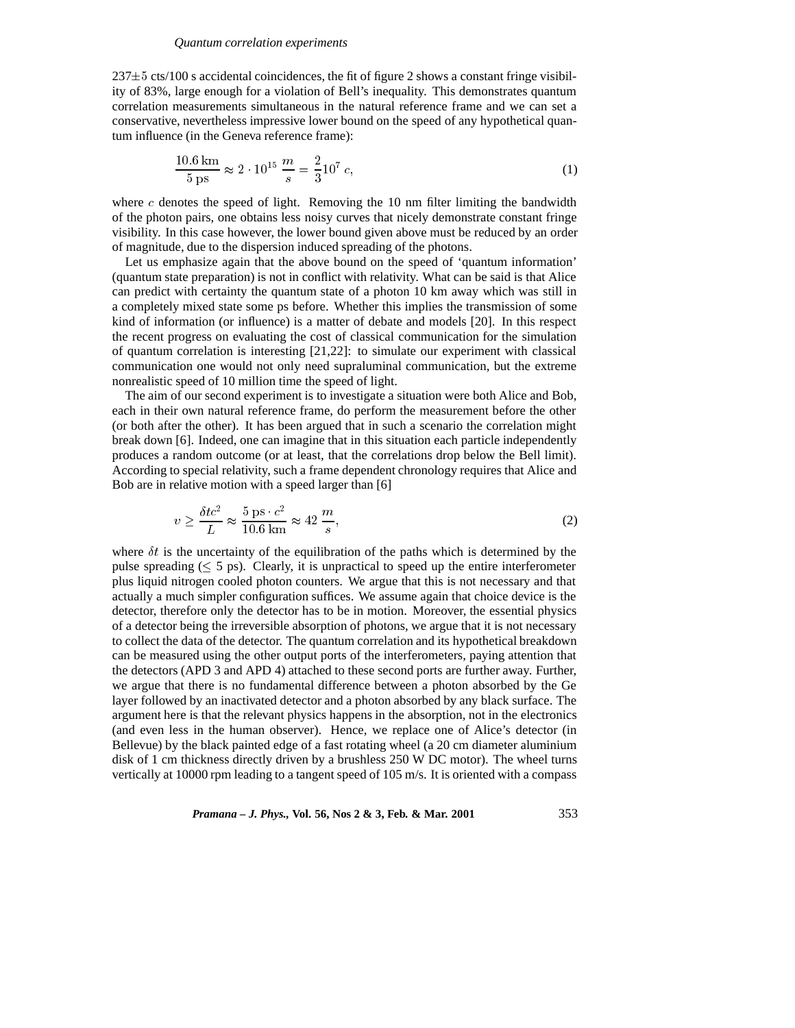$237\pm 5$ cts/100 s accidental coincidences, the fit of figure 2 shows a constant fringe visibility of 83%, large enough for a violation of Bell's inequality. This demonstrates quantum correlation measurements simultaneous in the natural reference frame and we can set a conservative, nevertheless impressive lower bound on the speed of any hypothetical quantum influence (in the Geneva reference frame):

$$\frac{10.6\,\mathrm{km}}{5\,\mathrm{ps}} \approx 2\cdot 10^{15}\,\frac{m}{s} = \frac{2}{3}10^{7}\,c, \tag{1}$$

where $c$ denotes the speed of light. Removing the 10 nm filter limiting the bandwidth of the photon pairs, one obtains less noisy curves that nicely demonstrate constant fringe visibility. In this case however, the lower bound given above must be reduced by an order of magnitude, due to the dispersion induced spreading of the photons.

Let us emphasize again that the above bound on the speed of 'quantum information' (quantum state preparation) is not in conflict with relativity. What can be said is that Alice can predict with certainty the quantum state of a photon 10 km away which was still in a completely mixed state some ps before. Whether this implies the transmission of some kind of information (or influence) is a matter of debate and models [20]. In this respect the recent progress on evaluating the cost of classical communication for the simulation of quantum correlation is interesting [21,22]: to simulate our experiment with classical communication one would not only need supraluminal communication, but the extreme nonrealistic speed of 10 million time the speed of light.

The aim of our second experiment is to investigate a situation were both Alice and Bob, each in their own natural reference frame, do perform the measurement before the other (or both after the other). It has been argued that in such a scenario the correlation might break down [6]. Indeed, one can imagine that in this situation each particle independently produces a random outcome (or at least, that the correlations drop below the Bell limit). According to special relativity, such a frame dependent chronology requires that Alice and Bob are in relative motion with a speed larger than [6]

$$v \geq \frac{\delta t c^2}{L} \approx \frac{5\,\mathrm{ps}\cdot c^2}{10.6\,\mathrm{km}} \approx 42\,\frac{m}{s}, \tag{2}$$

where $\delta t$ is the uncertainty of the equilibration of the paths which is determined by the pulse spreading ($\leq$ 5 ps). Clearly, it is unpractical to speed up the entire interferometer plus liquid nitrogen cooled photon counters. We argue that this is not necessary and that actually a much simpler configuration suffices. We assume again that choice device is the detector, therefore only the detector has to be in motion. Moreover, the essential physics of a detector being the irreversible absorption of photons, we argue that it is not necessary to collect the data of the detector. The quantum correlation and its hypothetical breakdown can be measured using the other output ports of the interferometers, paying attention that the detectors (APD 3 and APD 4) attached to these second ports are further away. Further, we argue that there is no fundamental difference between a photon absorbed by the Ge layer followed by an inactivated detector and a photon absorbed by any black surface. The argument here is that the relevant physics happens in the absorption, not in the electronics (and even less in the human observer). Hence, we replace one of Alice's detector (in Bellevue) by the black painted edge of a fast rotating wheel (a 20 cm diameter aluminium disk of 1 cm thickness directly driven by a brushless 250 W DC motor). The wheel turns vertically at 10000 rpm leading to a tangent speed of 105 m/s. It is oriented with a compass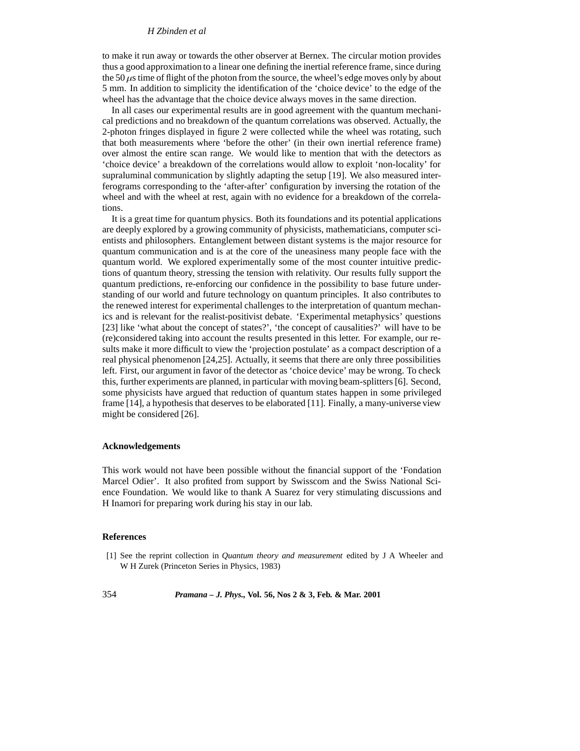to make it run away or towards the other observer at Bernex. The circular motion provides thus a good approximation to a linear one defining the inertial reference frame, since during the 50 $\mu$s time of flight of the photon from the source, the wheel's edge moves only by about 5 mm. In addition to simplicity the identification of the 'choice device' to the edge of the wheel has the advantage that the choice device always moves in the same direction.

In all cases our experimental results are in good agreement with the quantum mechanical predictions and no breakdown of the quantum correlations was observed. Actually, the 2-photon fringes displayed in figure 2 were collected while the wheel was rotating, such that both measurements where 'before the other' (in their own inertial reference frame) over almost the entire scan range. We would like to mention that with the detectors as 'choice device' a breakdown of the correlations would allow to exploit 'non-locality' for supraluminal communication by slightly adapting the setup [19]. We also measured interferograms corresponding to the 'after-after' configuration by inversing the rotation of the wheel and with the wheel at rest, again with no evidence for a breakdown of the correlations.

It is a great time for quantum physics. Both its foundations and its potential applications are deeply explored by a growing community of physicists, mathematicians, computer scientists and philosophers. Entanglement between distant systems is the major resource for quantum communication and is at the core of the uneasiness many people face with the quantum world. We explored experimentally some of the most counter intuitive predictions of quantum theory, stressing the tension with relativity. Our results fully support the quantum predictions, re-enforcing our confidence in the possibility to base future understanding of our world and future technology on quantum principles. It also contributes to the renewed interest for experimental challenges to the interpretation of quantum mechanics and is relevant for the realist-positivist debate. 'Experimental metaphysics' questions [23] like 'what about the concept of states?', 'the concept of causalities?' will have to be (re)considered taking into account the results presented in this letter. For example, our results make it more difficult to view the 'projection postulate' as a compact description of a real physical phenomenon [24,25]. Actually, it seems that there are only three possibilities left. First, our argument in favor of the detector as 'choice device' may be wrong. To check this, further experiments are planned, in particular with moving beam-splitters [6]. Second, some physicists have argued that reduction of quantum states happen in some privileged frame [14], a hypothesis that deserves to be elaborated [11]. Finally, a many-universe view might be considered [26].

## Acknowledgements

This work would not have been possible without the financial support of the 'Fondation Marcel Odier'. It also profited from support by Swisscom and the Swiss National Science Foundation. We would like to thank A Suarez for very stimulating discussions and H Inamori for preparing work during his stay in our lab.

## References

[1] See the reprint collection in *Quantum theory and measurement* edited by J A Wheeler and W H Zurek (Princeton Series in Physics, 1983)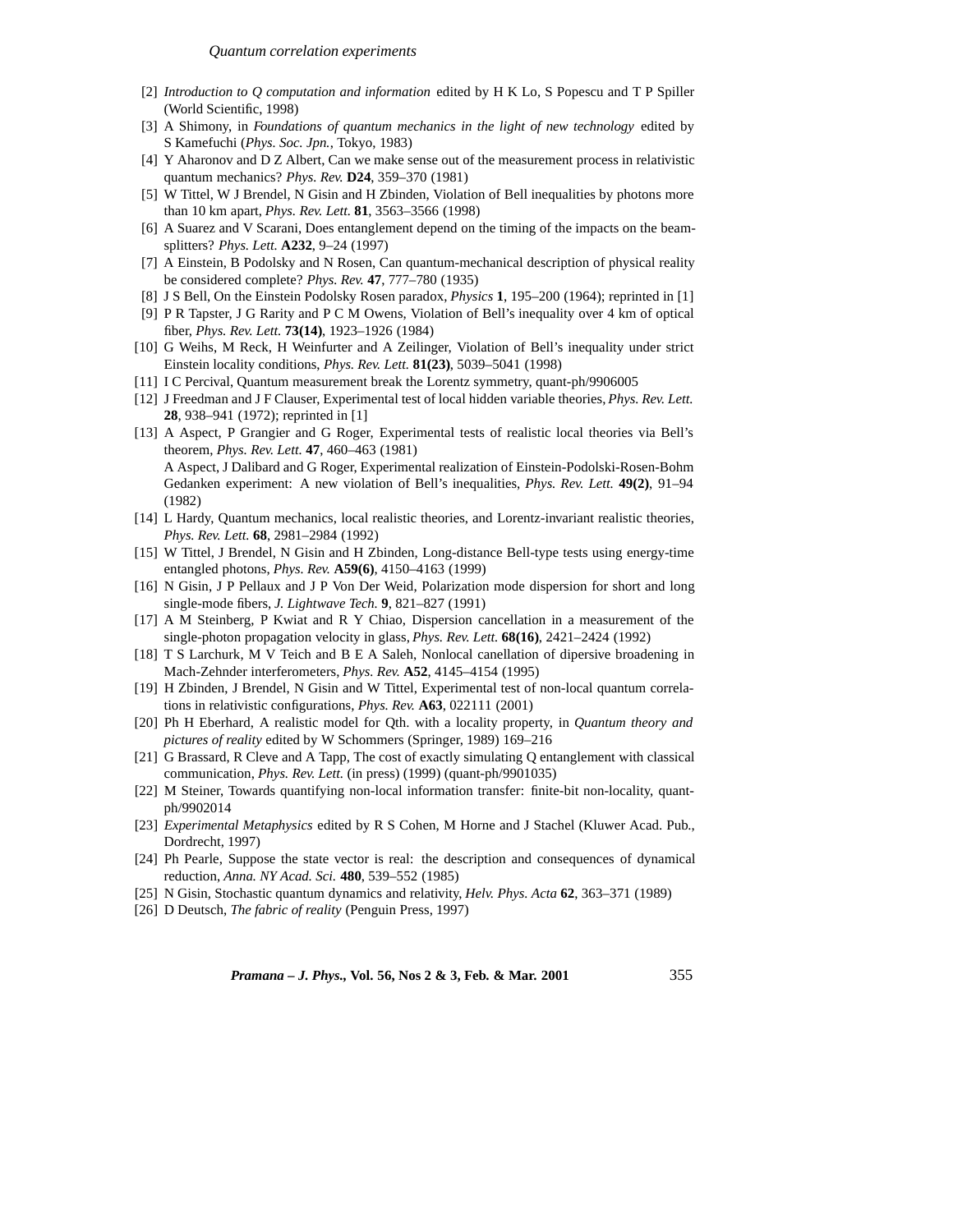[2] *Introduction to Q computation and information* edited by H K Lo, S Popescu and T P Spiller (World Scientific, 1998)

[3] A Shimony, in *Foundations of quantum mechanics in the light of new technology* edited by S Kamefuchi (*Phys. Soc. Jpn.*, Tokyo, 1983)

[4] Y Aharonov and D Z Albert, Can we make sense out of the measurement process in relativistic quantum mechanics? *Phys. Rev.* **D24**, 359–370 (1981)

[5] W Tittel, W J Brendel, N Gisin and H Zbinden, Violation of Bell inequalities by photons more than 10 km apart, *Phys. Rev. Lett.* **81**, 3563–3566 (1998)

[6] A Suarez and V Scarani, Does entanglement depend on the timing of the impacts on the beam-splitters? *Phys. Lett.* **A232**, 9–24 (1997)

[7] A Einstein, B Podolsky and N Rosen, Can quantum-mechanical description of physical reality be considered complete? *Phys. Rev.* **47**, 777–780 (1935)

[8] J S Bell, On the Einstein Podolsky Rosen paradox, *Physics* **1**, 195–200 (1964); reprinted in [1]

[9] P R Tapster, J G Rarity and P C M Owens, Violation of Bell's inequality over 4 km of optical fiber, *Phys. Rev. Lett.* **73(14)**, 1923–1926 (1984)

[10] G Weihs, M Reck, H Weinfurter and A Zeilinger, Violation of Bell's inequality under strict Einstein locality conditions, *Phys. Rev. Lett.* **81(23)**, 5039–5041 (1998)

[11] I C Percival, Quantum measurement break the Lorentz symmetry, quant-ph/9906005

[12] J Freedman and J F Clauser, Experimental test of local hidden variable theories, *Phys. Rev. Lett.* **28**, 938–941 (1972); reprinted in [1]

[13] A Aspect, P Grangier and G Roger, Experimental tests of realistic local theories via Bell's theorem, *Phys. Rev. Lett.* **47**, 460–463 (1981)
A Aspect, J Dalibard and G Roger, Experimental realization of Einstein-Podolski-Rosen-Bohm Gedanken experiment: A new violation of Bell's inequalities, *Phys. Rev. Lett.* **49(2)**, 91–94 (1982)

[14] L Hardy, Quantum mechanics, local realistic theories, and Lorentz-invariant realistic theories, *Phys. Rev. Lett.* **68**, 2981–2984 (1992)

[15] W Tittel, J Brendel, N Gisin and H Zbinden, Long-distance Bell-type tests using energy-time entangled photons, *Phys. Rev.* **A59(6)**, 4150–4163 (1999)

[16] N Gisin, J P Pellaux and J P Von Der Weid, Polarization mode dispersion for short and long single-mode fibers, *J. Lightwave Tech.* **9**, 821–827 (1991)

[17] A M Steinberg, P Kwiat and R Y Chiao, Dispersion cancellation in a measurement of the single-photon propagation velocity in glass, *Phys. Rev. Lett.* **68(16)**, 2421–2424 (1992)

[18] T S Larchurk, M V Teich and B E A Saleh, Nonlocal canellation of dipersive broadening in Mach-Zehnder interferometers, *Phys. Rev.* **A52**, 4145–4154 (1995)

[19] H Zbinden, J Brendel, N Gisin and W Tittel, Experimental test of non-local quantum correlations in relativistic configurations, *Phys. Rev.* **A63**, 022111 (2001)

[20] Ph H Eberhard, A realistic model for Qth. with a locality property, in *Quantum theory and pictures of reality* edited by W Schommers (Springer, 1989) 169–216

[21] G Brassard, R Cleve and A Tapp, The cost of exactly simulating Q entanglement with classical communication, *Phys. Rev. Lett.* (in press) (1999) (quant-ph/9901035)

[22] M Steiner, Towards quantifying non-local information transfer: finite-bit non-locality, quant-ph/9902014

[23] *Experimental Metaphysics* edited by R S Cohen, M Horne and J Stachel (Kluwer Acad. Pub., Dordrecht, 1997)

[24] Ph Pearle, Suppose the state vector is real: the description and consequences of dynamical reduction, *Anna. NY Acad. Sci.* **480**, 539–552 (1985)

[25] N Gisin, Stochastic quantum dynamics and relativity, *Helv. Phys. Acta* **62**, 363–371 (1989)

[26] D Deutsch, *The fabric of reality* (Penguin Press, 1997)